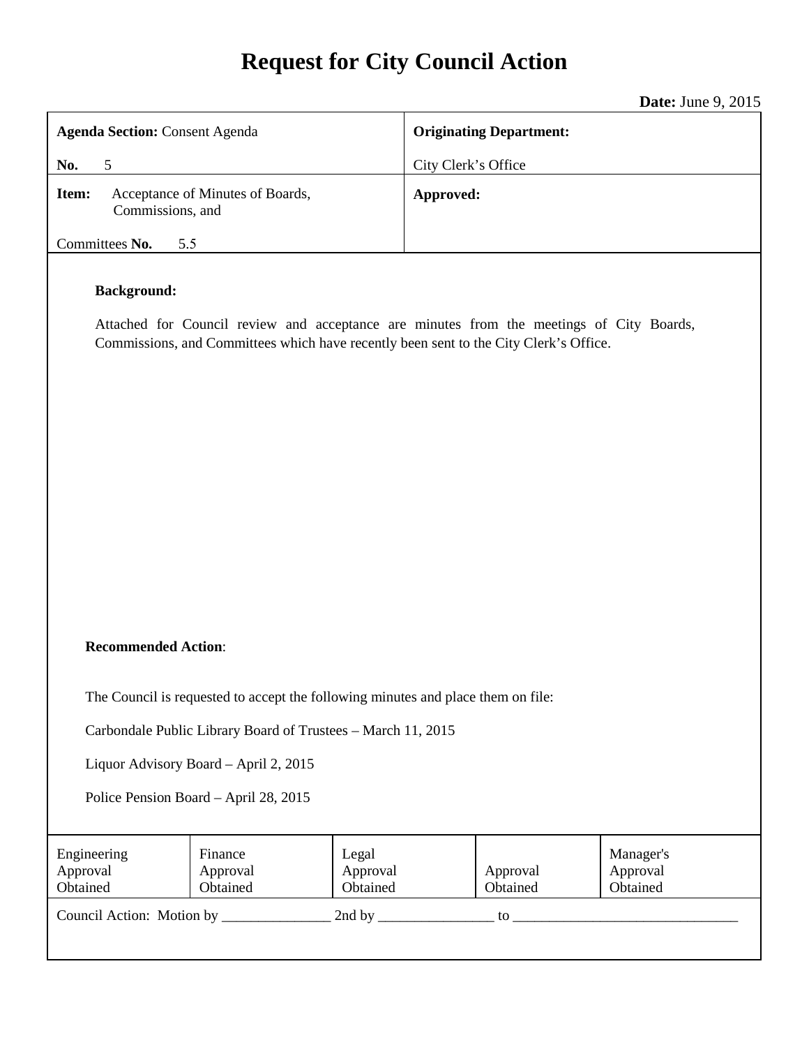# Request for City Council Action

**Date:** June 9, 2015

| **Agenda Section:** Consent Agenda<br>**No.** 5 | **Originating Department:**<br>City Clerk's Office |
|---|---|
| **Item:** Acceptance of Minutes of Boards, Commissions, and Committees **No.** 5.5 | **Approved:** |

**Background:**

Attached for Council review and acceptance are minutes from the meetings of City Boards, Commissions, and Committees which have recently been sent to the City Clerk's Office.

**Recommended Action**:

The Council is requested to accept the following minutes and place them on file:

Carbondale Public Library Board of Trustees – March 11, 2015

Liquor Advisory Board – April 2, 2015

Police Pension Board – April 28, 2015

| Engineering Approval Obtained | Finance Approval Obtained | Legal Approval Obtained | Approval Obtained | Manager's Approval Obtained |
|---|---|---|---|---|

Council Action: Motion by _______________ 2nd by ________________ to _______________________________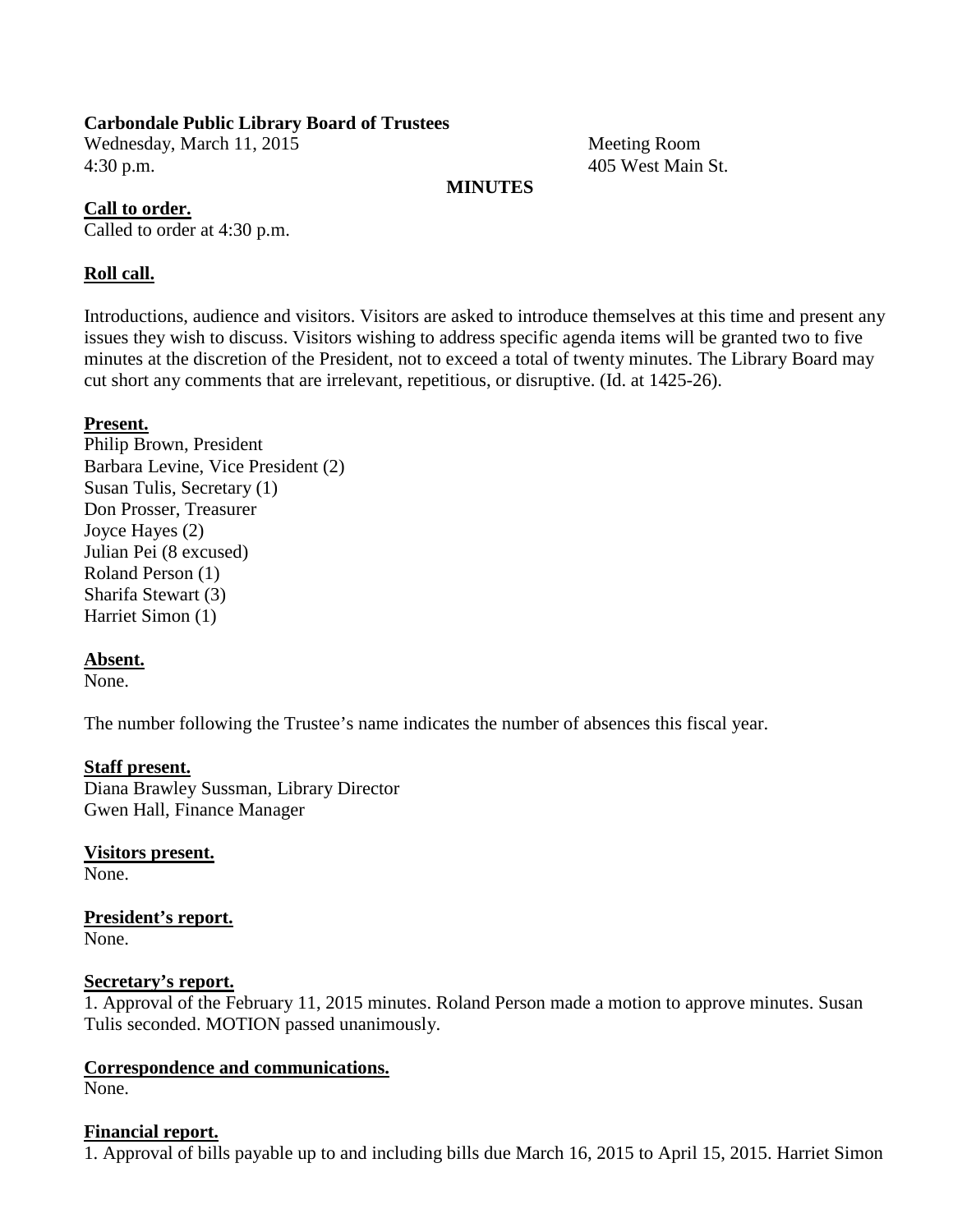**Carbondale Public Library Board of Trustees**

Wednesday, March 11, 2015
4:30 p.m.

Meeting Room
405 West Main St.

**MINUTES**

**Call to order.**

Called to order at 4:30 p.m.

**Roll call.**

Introductions, audience and visitors. Visitors are asked to introduce themselves at this time and present any issues they wish to discuss. Visitors wishing to address specific agenda items will be granted two to five minutes at the discretion of the President, not to exceed a total of twenty minutes. The Library Board may cut short any comments that are irrelevant, repetitious, or disruptive. (Id. at 1425-26).

**Present.**

Philip Brown, President
Barbara Levine, Vice President (2)
Susan Tulis, Secretary (1)
Don Prosser, Treasurer
Joyce Hayes (2)
Julian Pei (8 excused)
Roland Person (1)
Sharifa Stewart (3)
Harriet Simon (1)

**Absent.**

None.

The number following the Trustee's name indicates the number of absences this fiscal year.

**Staff present.**

Diana Brawley Sussman, Library Director
Gwen Hall, Finance Manager

**Visitors present.**

None.

**President's report.**

None.

**Secretary's report.**

1. Approval of the February 11, 2015 minutes. Roland Person made a motion to approve minutes. Susan Tulis seconded. MOTION passed unanimously.

**Correspondence and communications.**

None.

**Financial report.**

1. Approval of bills payable up to and including bills due March 16, 2015 to April 15, 2015. Harriet Simon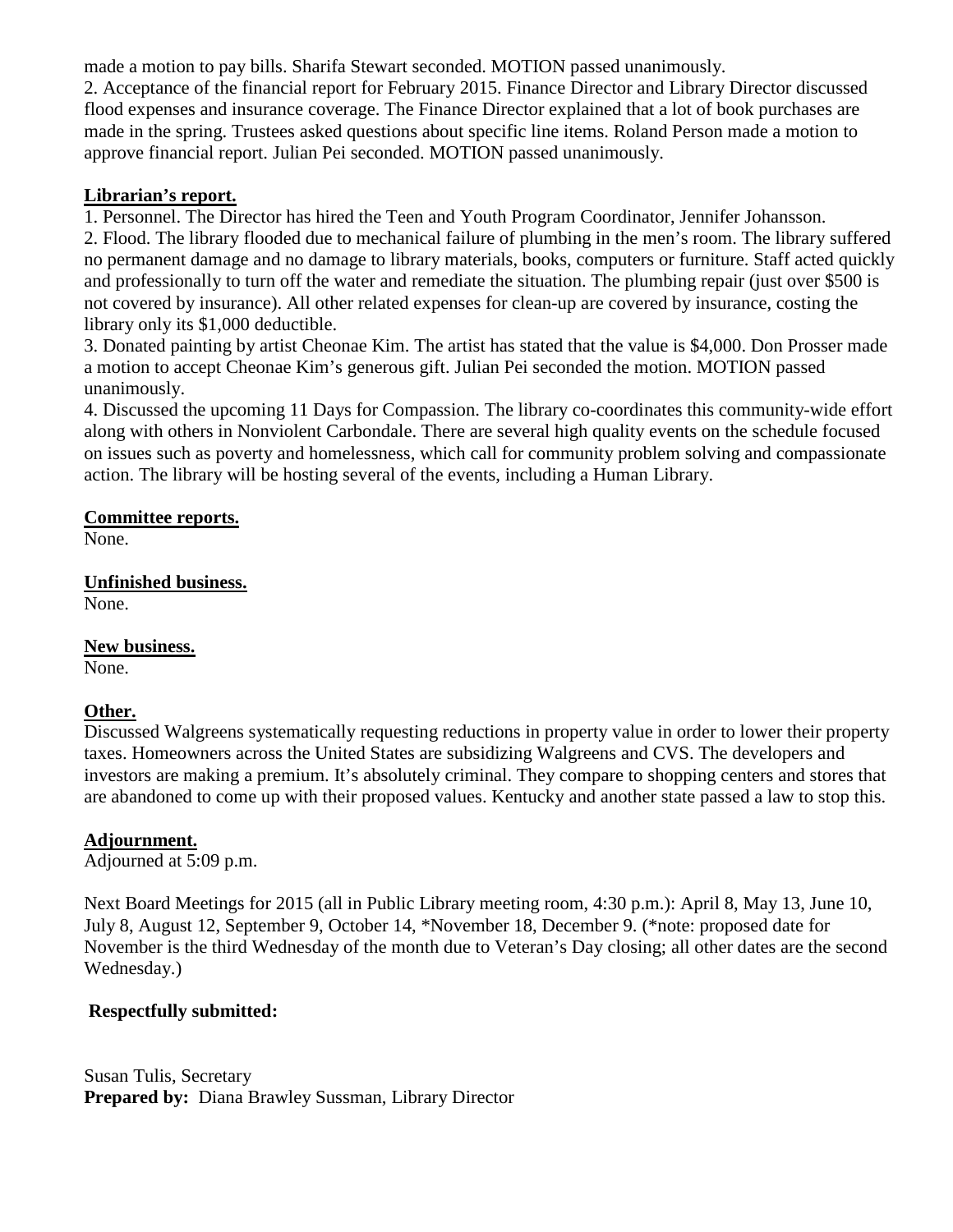made a motion to pay bills. Sharifa Stewart seconded. MOTION passed unanimously.

2. Acceptance of the financial report for February 2015. Finance Director and Library Director discussed flood expenses and insurance coverage. The Finance Director explained that a lot of book purchases are made in the spring. Trustees asked questions about specific line items. Roland Person made a motion to approve financial report. Julian Pei seconded. MOTION passed unanimously.

**Librarian's report.**

1. Personnel. The Director has hired the Teen and Youth Program Coordinator, Jennifer Johansson.
2. Flood. The library flooded due to mechanical failure of plumbing in the men's room. The library suffered no permanent damage and no damage to library materials, books, computers or furniture. Staff acted quickly and professionally to turn off the water and remediate the situation. The plumbing repair (just over $500 is not covered by insurance). All other related expenses for clean-up are covered by insurance, costing the library only its $1,000 deductible.
3. Donated painting by artist Cheonae Kim. The artist has stated that the value is $4,000. Don Prosser made a motion to accept Cheonae Kim's generous gift. Julian Pei seconded the motion. MOTION passed unanimously.
4. Discussed the upcoming 11 Days for Compassion. The library co-coordinates this community-wide effort along with others in Nonviolent Carbondale. There are several high quality events on the schedule focused on issues such as poverty and homelessness, which call for community problem solving and compassionate action. The library will be hosting several of the events, including a Human Library.

**Committee reports.**

None.

**Unfinished business.**

None.

**New business.**

None.

**Other.**

Discussed Walgreens systematically requesting reductions in property value in order to lower their property taxes. Homeowners across the United States are subsidizing Walgreens and CVS. The developers and investors are making a premium. It's absolutely criminal. They compare to shopping centers and stores that are abandoned to come up with their proposed values. Kentucky and another state passed a law to stop this.

**Adjournment.**

Adjourned at 5:09 p.m.

Next Board Meetings for 2015 (all in Public Library meeting room, 4:30 p.m.): April 8, May 13, June 10, July 8, August 12, September 9, October 14, *November 18, December 9. (*note: proposed date for November is the third Wednesday of the month due to Veteran's Day closing; all other dates are the second Wednesday.)

**Respectfully submitted:**

Susan Tulis, Secretary

**Prepared by:** Diana Brawley Sussman, Library Director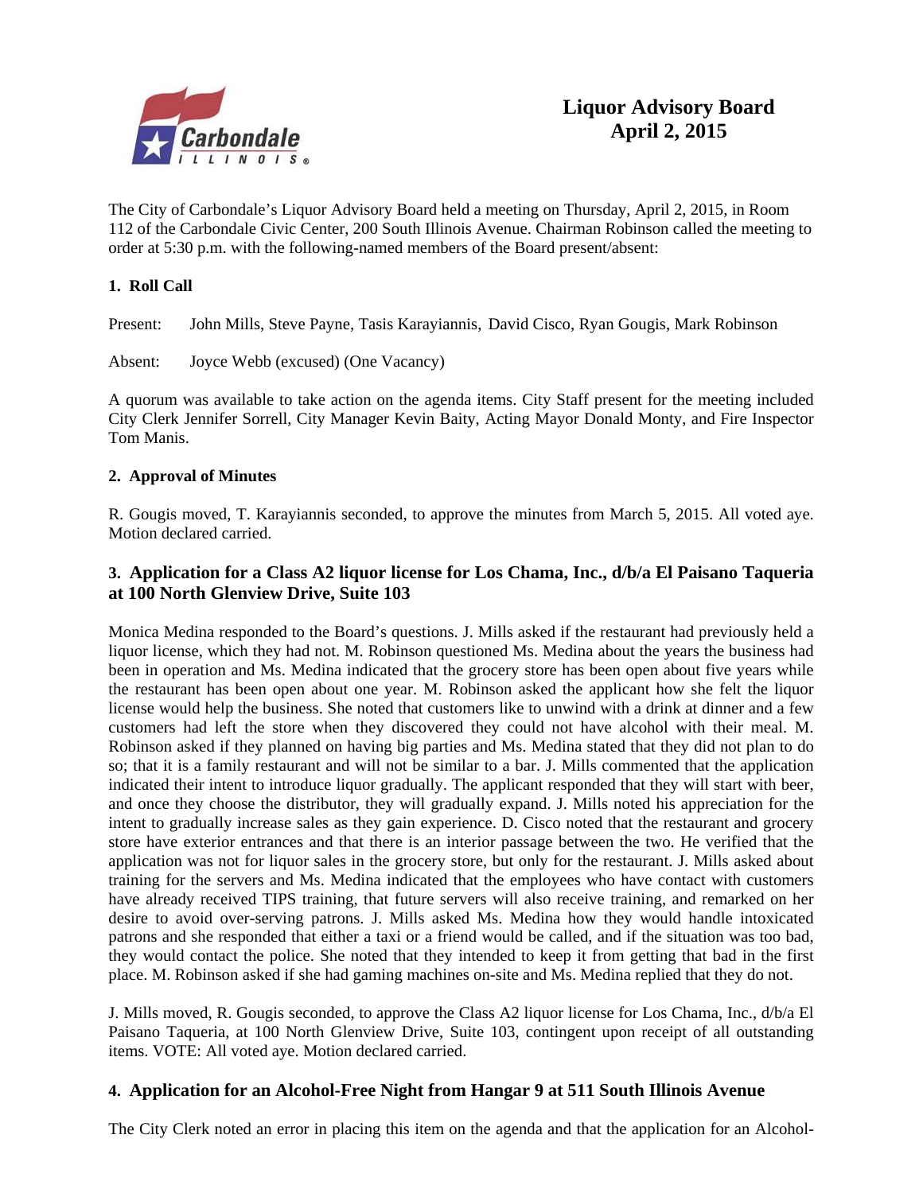# Liquor Advisory Board
## April 2, 2015

The City of Carbondale's Liquor Advisory Board held a meeting on Thursday, April 2, 2015, in Room 112 of the Carbondale Civic Center, 200 South Illinois Avenue. Chairman Robinson called the meeting to order at 5:30 p.m. with the following-named members of the Board present/absent:

### 1. Roll Call

Present: John Mills, Steve Payne, Tasis Karayiannis, David Cisco, Ryan Gougis, Mark Robinson

Absent: Joyce Webb (excused) (One Vacancy)

A quorum was available to take action on the agenda items. City Staff present for the meeting included City Clerk Jennifer Sorrell, City Manager Kevin Baity, Acting Mayor Donald Monty, and Fire Inspector Tom Manis.

### 2. Approval of Minutes

R. Gougis moved, T. Karayiannis seconded, to approve the minutes from March 5, 2015. All voted aye. Motion declared carried.

### 3. Application for a Class A2 liquor license for Los Chama, Inc., d/b/a El Paisano Taqueria at 100 North Glenview Drive, Suite 103

Monica Medina responded to the Board's questions. J. Mills asked if the restaurant had previously held a liquor license, which they had not. M. Robinson questioned Ms. Medina about the years the business had been in operation and Ms. Medina indicated that the grocery store has been open about five years while the restaurant has been open about one year. M. Robinson asked the applicant how she felt the liquor license would help the business. She noted that customers like to unwind with a drink at dinner and a few customers had left the store when they discovered they could not have alcohol with their meal. M. Robinson asked if they planned on having big parties and Ms. Medina stated that they did not plan to do so; that it is a family restaurant and will not be similar to a bar. J. Mills commented that the application indicated their intent to introduce liquor gradually. The applicant responded that they will start with beer, and once they choose the distributor, they will gradually expand. J. Mills noted his appreciation for the intent to gradually increase sales as they gain experience. D. Cisco noted that the restaurant and grocery store have exterior entrances and that there is an interior passage between the two. He verified that the application was not for liquor sales in the grocery store, but only for the restaurant. J. Mills asked about training for the servers and Ms. Medina indicated that the employees who have contact with customers have already received TIPS training, that future servers will also receive training, and remarked on her desire to avoid over-serving patrons. J. Mills asked Ms. Medina how they would handle intoxicated patrons and she responded that either a taxi or a friend would be called, and if the situation was too bad, they would contact the police. She noted that they intended to keep it from getting that bad in the first place. M. Robinson asked if she had gaming machines on-site and Ms. Medina replied that they do not.

J. Mills moved, R. Gougis seconded, to approve the Class A2 liquor license for Los Chama, Inc., d/b/a El Paisano Taqueria, at 100 North Glenview Drive, Suite 103, contingent upon receipt of all outstanding items. VOTE: All voted aye. Motion declared carried.

### 4. Application for an Alcohol-Free Night from Hangar 9 at 511 South Illinois Avenue

The City Clerk noted an error in placing this item on the agenda and that the application for an Alcohol-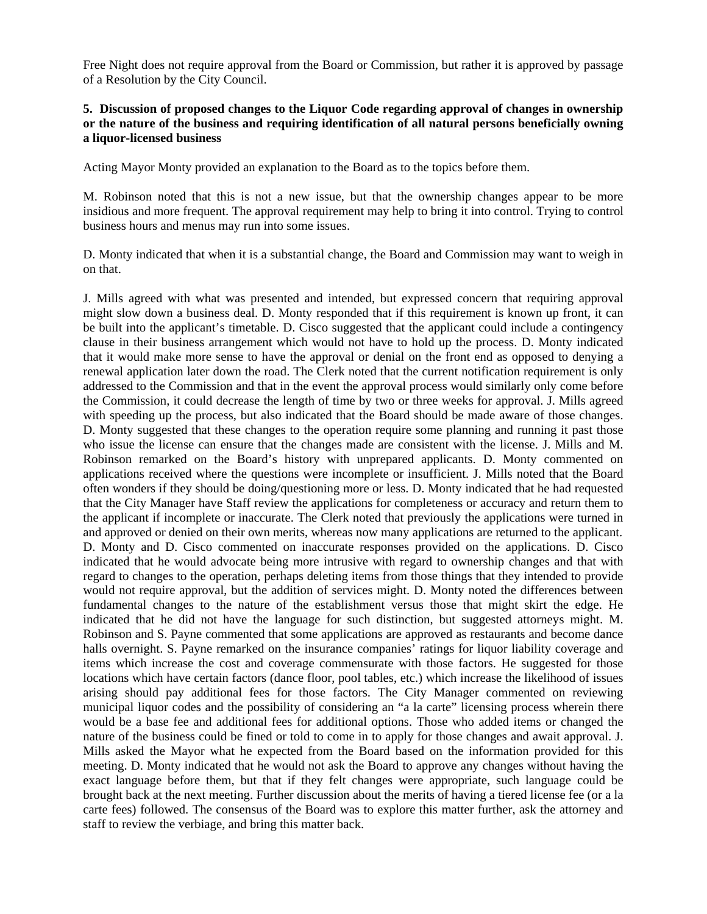Free Night does not require approval from the Board or Commission, but rather it is approved by passage of a Resolution by the City Council.

**5. Discussion of proposed changes to the Liquor Code regarding approval of changes in ownership or the nature of the business and requiring identification of all natural persons beneficially owning a liquor-licensed business**

Acting Mayor Monty provided an explanation to the Board as to the topics before them.

M. Robinson noted that this is not a new issue, but that the ownership changes appear to be more insidious and more frequent. The approval requirement may help to bring it into control. Trying to control business hours and menus may run into some issues.

D. Monty indicated that when it is a substantial change, the Board and Commission may want to weigh in on that.

J. Mills agreed with what was presented and intended, but expressed concern that requiring approval might slow down a business deal. D. Monty responded that if this requirement is known up front, it can be built into the applicant's timetable. D. Cisco suggested that the applicant could include a contingency clause in their business arrangement which would not have to hold up the process. D. Monty indicated that it would make more sense to have the approval or denial on the front end as opposed to denying a renewal application later down the road. The Clerk noted that the current notification requirement is only addressed to the Commission and that in the event the approval process would similarly only come before the Commission, it could decrease the length of time by two or three weeks for approval. J. Mills agreed with speeding up the process, but also indicated that the Board should be made aware of those changes. D. Monty suggested that these changes to the operation require some planning and running it past those who issue the license can ensure that the changes made are consistent with the license. J. Mills and M. Robinson remarked on the Board's history with unprepared applicants. D. Monty commented on applications received where the questions were incomplete or insufficient. J. Mills noted that the Board often wonders if they should be doing/questioning more or less. D. Monty indicated that he had requested that the City Manager have Staff review the applications for completeness or accuracy and return them to the applicant if incomplete or inaccurate. The Clerk noted that previously the applications were turned in and approved or denied on their own merits, whereas now many applications are returned to the applicant. D. Monty and D. Cisco commented on inaccurate responses provided on the applications. D. Cisco indicated that he would advocate being more intrusive with regard to ownership changes and that with regard to changes to the operation, perhaps deleting items from those things that they intended to provide would not require approval, but the addition of services might. D. Monty noted the differences between fundamental changes to the nature of the establishment versus those that might skirt the edge. He indicated that he did not have the language for such distinction, but suggested attorneys might. M. Robinson and S. Payne commented that some applications are approved as restaurants and become dance halls overnight. S. Payne remarked on the insurance companies' ratings for liquor liability coverage and items which increase the cost and coverage commensurate with those factors. He suggested for those locations which have certain factors (dance floor, pool tables, etc.) which increase the likelihood of issues arising should pay additional fees for those factors. The City Manager commented on reviewing municipal liquor codes and the possibility of considering an "a la carte" licensing process wherein there would be a base fee and additional fees for additional options. Those who added items or changed the nature of the business could be fined or told to come in to apply for those changes and await approval. J. Mills asked the Mayor what he expected from the Board based on the information provided for this meeting. D. Monty indicated that he would not ask the Board to approve any changes without having the exact language before them, but that if they felt changes were appropriate, such language could be brought back at the next meeting. Further discussion about the merits of having a tiered license fee (or a la carte fees) followed. The consensus of the Board was to explore this matter further, ask the attorney and staff to review the verbiage, and bring this matter back.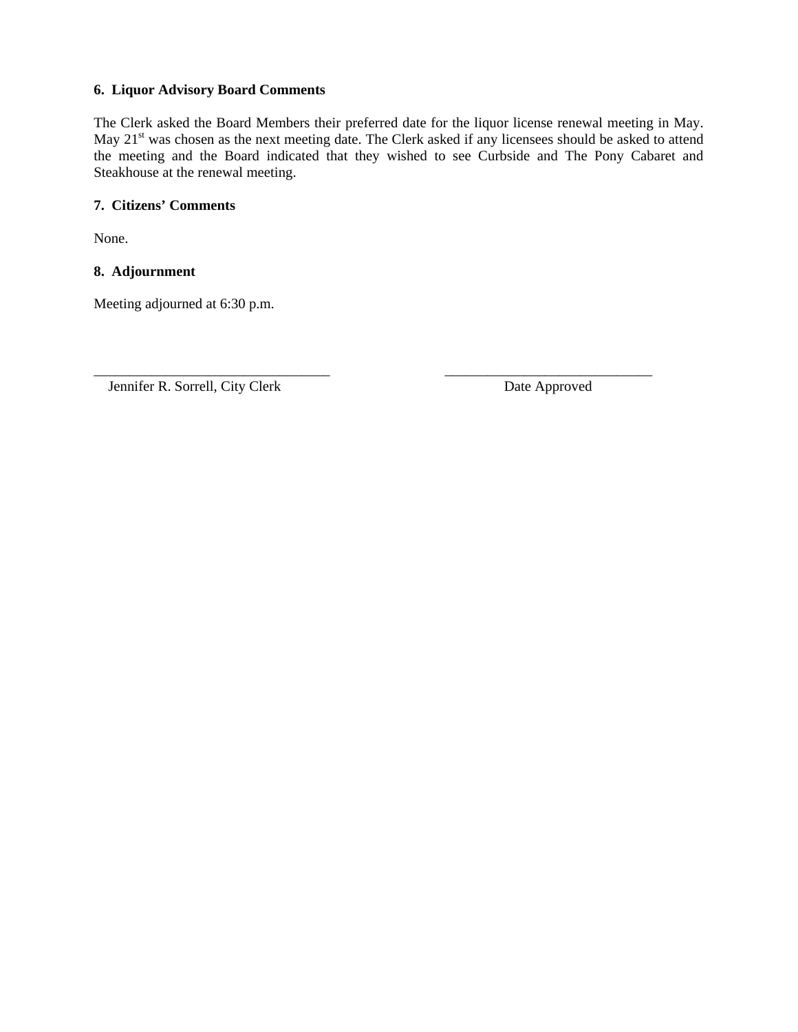### 6. Liquor Advisory Board Comments

The Clerk asked the Board Members their preferred date for the liquor license renewal meeting in May. May 21st was chosen as the next meeting date. The Clerk asked if any licensees should be asked to attend the meeting and the Board indicated that they wished to see Curbside and The Pony Cabaret and Steakhouse at the renewal meeting.

### 7. Citizens' Comments

None.

### 8. Adjournment

Meeting adjourned at 6:30 p.m.

_________________________________ Jennifer R. Sorrell, City Clerk

_____________________________ Date Approved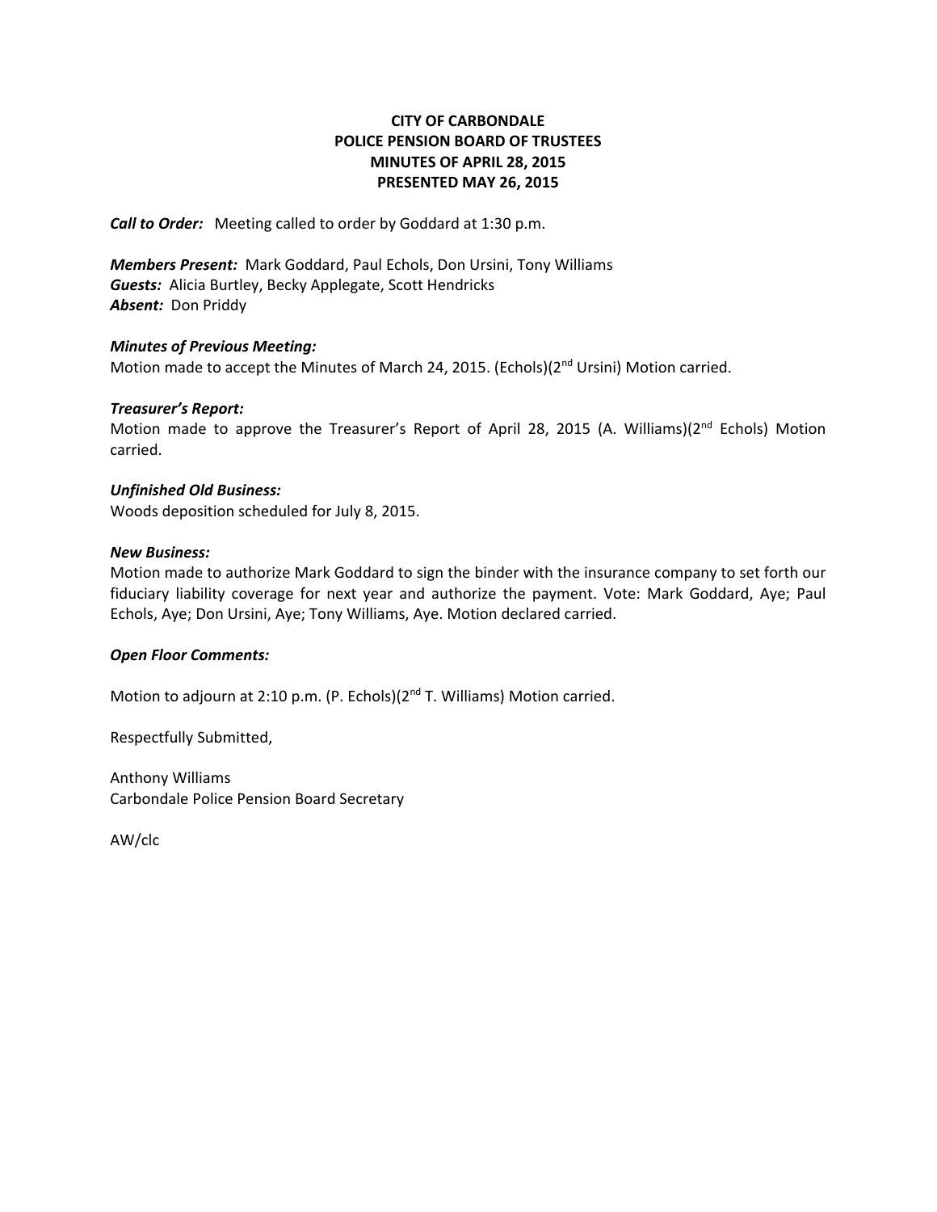**CITY OF CARBONDALE**
**POLICE PENSION BOARD OF TRUSTEES**
**MINUTES OF APRIL 28, 2015**
**PRESENTED MAY 26, 2015**

***Call to Order:*** Meeting called to order by Goddard at 1:30 p.m.

***Members Present:*** Mark Goddard, Paul Echols, Don Ursini, Tony Williams
***Guests:*** Alicia Burtley, Becky Applegate, Scott Hendricks
***Absent:*** Don Priddy

***Minutes of Previous Meeting:***
Motion made to accept the Minutes of March 24, 2015. (Echols)(2nd Ursini) Motion carried.

***Treasurer's Report:***
Motion made to approve the Treasurer's Report of April 28, 2015 (A. Williams)(2nd Echols) Motion carried.

***Unfinished Old Business:***
Woods deposition scheduled for July 8, 2015.

***New Business:***
Motion made to authorize Mark Goddard to sign the binder with the insurance company to set forth our fiduciary liability coverage for next year and authorize the payment. Vote: Mark Goddard, Aye; Paul Echols, Aye; Don Ursini, Aye; Tony Williams, Aye. Motion declared carried.

***Open Floor Comments:***

Motion to adjourn at 2:10 p.m. (P. Echols)(2nd T. Williams) Motion carried.

Respectfully Submitted,

Anthony Williams
Carbondale Police Pension Board Secretary

AW/clc